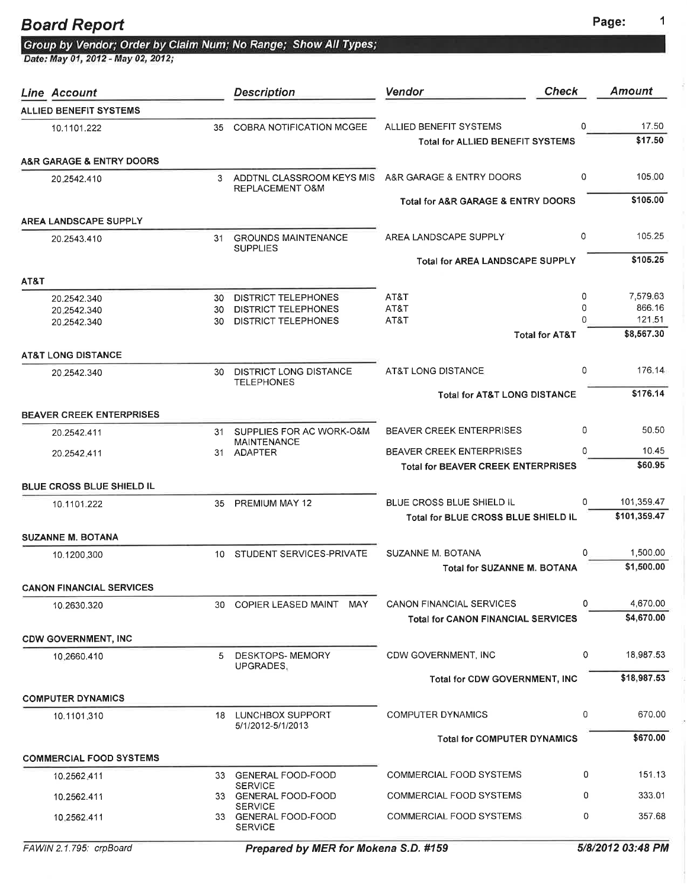# Board Report

**Group by Vendor; Order by Claim Num; No Range; Show All Types;**
**Date: May 01, 2012 - May 02, 2012;**

| Line Account | | Description | Vendor | Check | Amount |
|---|---|---|---|---|---|
| **ALLIED BENEFIT SYSTEMS** | | | | | |
| 10.1101.222 | 35 | COBRA NOTIFICATION MCGEE | ALLIED BENEFIT SYSTEMS | 0 | 17.50 |
| | | | **Total for ALLIED BENEFIT SYSTEMS** | | **$17.50** |
| **A&R GARAGE & ENTRY DOORS** | | | | | |
| 20.2542.410 | 3 | ADDTNL CLASSROOM KEYS MIS REPLACEMENT O&M | A&R GARAGE & ENTRY DOORS | 0 | 105.00 |
| | | | **Total for A&R GARAGE & ENTRY DOORS** | | **$105.00** |
| **AREA LANDSCAPE SUPPLY** | | | | | |
| 20.2543.410 | 31 | GROUNDS MAINTENANCE SUPPLIES | AREA LANDSCAPE SUPPLY | 0 | 105.25 |
| | | | **Total for AREA LANDSCAPE SUPPLY** | | **$105.25** |
| **AT&T** | | | | | |
| 20.2542.340 | 30 | DISTRICT TELEPHONES | AT&T | 0 | 7,579.63 |
| 20.2542.340 | 30 | DISTRICT TELEPHONES | AT&T | 0 | 866.16 |
| 20.2542.340 | 30 | DISTRICT TELEPHONES | AT&T | 0 | 121.51 |
| | | | **Total for AT&T** | | **$8,567.30** |
| **AT&T LONG DISTANCE** | | | | | |
| 20.2542.340 | 30 | DISTRICT LONG DISTANCE TELEPHONES | AT&T LONG DISTANCE | 0 | 176.14 |
| | | | **Total for AT&T LONG DISTANCE** | | **$176.14** |
| **BEAVER CREEK ENTERPRISES** | | | | | |
| 20.2542.411 | 31 | SUPPLIES FOR AC WORK-O&M MAINTENANCE | BEAVER CREEK ENTERPRISES | 0 | 50.50 |
| 20.2542.411 | 31 | ADAPTER | BEAVER CREEK ENTERPRISES | 0 | 10.45 |
| | | | **Total for BEAVER CREEK ENTERPRISES** | | **$60.95** |
| **BLUE CROSS BLUE SHIELD IL** | | | | | |
| 10.1101.222 | 35 | PREMIUM MAY 12 | BLUE CROSS BLUE SHIELD IL | 0 | 101,359.47 |
| | | | **Total for BLUE CROSS BLUE SHIELD IL** | | **$101,359.47** |
| **SUZANNE M. BOTANA** | | | | | |
| 10.1200.300 | 10 | STUDENT SERVICES-PRIVATE | SUZANNE M. BOTANA | 0 | 1,500.00 |
| | | | **Total for SUZANNE M. BOTANA** | | **$1,500.00** |
| **CANON FINANCIAL SERVICES** | | | | | |
| 10.2630.320 | 30 | COPIER LEASED MAINT MAY | CANON FINANCIAL SERVICES | 0 | 4,670.00 |
| | | | **Total for CANON FINANCIAL SERVICES** | | **$4,670.00** |
| **CDW GOVERNMENT, INC** | | | | | |
| 10.2660.410 | 5 | DESKTOPS- MEMORY UPGRADES, | CDW GOVERNMENT, INC | 0 | 18,987.53 |
| | | | **Total for CDW GOVERNMENT, INC** | | **$18,987.53** |
| **COMPUTER DYNAMICS** | | | | | |
| 10.1101.310 | 18 | LUNCHBOX SUPPORT 5/1/2012-5/1/2013 | COMPUTER DYNAMICS | 0 | 670.00 |
| | | | **Total for COMPUTER DYNAMICS** | | **$670.00** |
| **COMMERCIAL FOOD SYSTEMS** | | | | | |
| 10.2562.411 | 33 | GENERAL FOOD-FOOD SERVICE | COMMERCIAL FOOD SYSTEMS | 0 | 151.13 |
| 10.2562.411 | 33 | GENERAL FOOD-FOOD SERVICE | COMMERCIAL FOOD SYSTEMS | 0 | 333.01 |
| 10.2562.411 | 33 | GENERAL FOOD-FOOD SERVICE | COMMERCIAL FOOD SYSTEMS | 0 | 357.68 |

FAWIN 2.1.795: crpBoard — *Prepared by MER for Mokena S.D. #159* — 5/8/2012 03:48 PM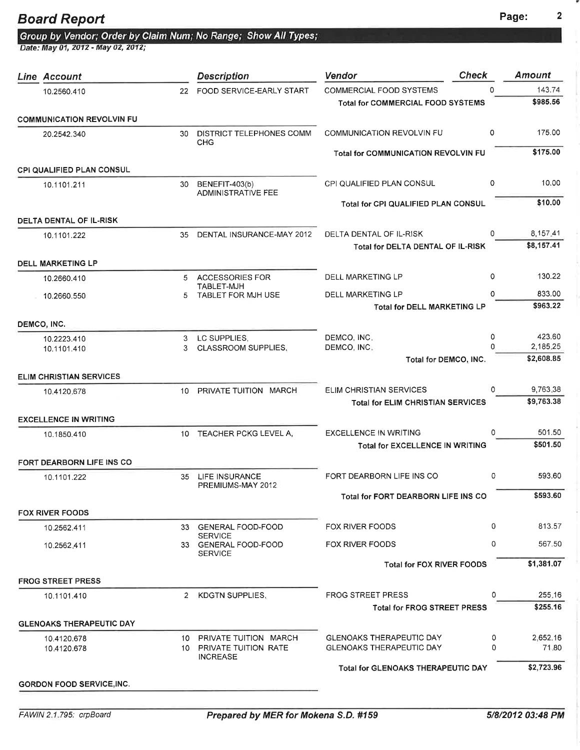# Board Report

***Group by Vendor; Order by Claim Num; No Range; Show All Types;***

*Date: May 01, 2012 - May 02, 2012;*

| Line | Account | | Description | Vendor | Check | Amount |
|---|---|---|---|---|---|---|
| | 10.2560.410 | 22 | FOOD SERVICE-EARLY START | COMMERCIAL FOOD SYSTEMS | 0 | 143.74 |
| | | | | **Total for COMMERCIAL FOOD SYSTEMS** | | **$985.56** |
| **COMMUNICATION REVOLVIN FU** | | | | | | |
| | 20.2542.340 | 30 | DISTRICT TELEPHONES COMM CHG | COMMUNICATION REVOLVIN FU | 0 | 175.00 |
| | | | | **Total for COMMUNICATION REVOLVIN FU** | | **$175.00** |
| **CPI QUALIFIED PLAN CONSUL** | | | | | | |
| | 10.1101.211 | 30 | BENEFIT-403(b) ADMINISTRATIVE FEE | CPI QUALIFIED PLAN CONSUL | 0 | 10.00 |
| | | | | **Total for CPI QUALIFIED PLAN CONSUL** | | **$10.00** |
| **DELTA DENTAL OF IL-RISK** | | | | | | |
| | 10.1101.222 | 35 | DENTAL INSURANCE-MAY 2012 | DELTA DENTAL OF IL-RISK | 0 | 8,157.41 |
| | | | | **Total for DELTA DENTAL OF IL-RISK** | | **$8,157.41** |
| **DELL MARKETING LP** | | | | | | |
| | 10.2660.410 | 5 | ACCESSORIES FOR TABLET-MJH | DELL MARKETING LP | 0 | 130.22 |
| | 10.2660.550 | 5 | TABLET FOR MJH USE | DELL MARKETING LP | 0 | 833.00 |
| | | | | **Total for DELL MARKETING LP** | | **$963.22** |
| **DEMCO, INC.** | | | | | | |
| | 10.2223.410 | 3 | LC SUPPLIES, | DEMCO, INC. | 0 | 423.60 |
| | 10.1101.410 | 3 | CLASSROOM SUPPLIES, | DEMCO, INC. | 0 | 2,185.25 |
| | | | | **Total for DEMCO, INC.** | | **$2,608.85** |
| **ELIM CHRISTIAN SERVICES** | | | | | | |
| | 10.4120.678 | 10 | PRIVATE TUITION MARCH | ELIM CHRISTIAN SERVICES | 0 | 9,763.38 |
| | | | | **Total for ELIM CHRISTIAN SERVICES** | | **$9,763.38** |
| **EXCELLENCE IN WRITING** | | | | | | |
| | 10.1850.410 | 10 | TEACHER PCKG LEVEL A, | EXCELLENCE IN WRITING | 0 | 501.50 |
| | | | | **Total for EXCELLENCE IN WRITING** | | **$501.50** |
| **FORT DEARBORN LIFE INS CO** | | | | | | |
| | 10.1101.222 | 35 | LIFE INSURANCE PREMIUMS-MAY 2012 | FORT DEARBORN LIFE INS CO | 0 | 593.60 |
| | | | | **Total for FORT DEARBORN LIFE INS CO** | | **$593.60** |
| **FOX RIVER FOODS** | | | | | | |
| | 10.2562.411 | 33 | GENERAL FOOD-FOOD SERVICE | FOX RIVER FOODS | 0 | 813.57 |
| | 10.2562.411 | 33 | GENERAL FOOD-FOOD SERVICE | FOX RIVER FOODS | 0 | 567.50 |
| | | | | **Total for FOX RIVER FOODS** | | **$1,381.07** |
| **FROG STREET PRESS** | | | | | | |
| | 10.1101.410 | 2 | KDGTN SUPPLIES, | FROG STREET PRESS | 0 | 255.16 |
| | | | | **Total for FROG STREET PRESS** | | **$255.16** |
| **GLENOAKS THERAPEUTIC DAY** | | | | | | |
| | 10.4120.678 | 10 | PRIVATE TUITION MARCH | GLENOAKS THERAPEUTIC DAY | 0 | 2,652.16 |
| | 10.4120.678 | 10 | PRIVATE TUITION RATE INCREASE | GLENOAKS THERAPEUTIC DAY | 0 | 71.80 |
| | | | | **Total for GLENOAKS THERAPEUTIC DAY** | | **$2,723.96** |
| **GORDON FOOD SERVICE,INC.** | | | | | | |

FAWIN 2.1.795: crpBoard — ***Prepared by MER for Mokena S.D. #159*** — ***5/8/2012 03:48 PM***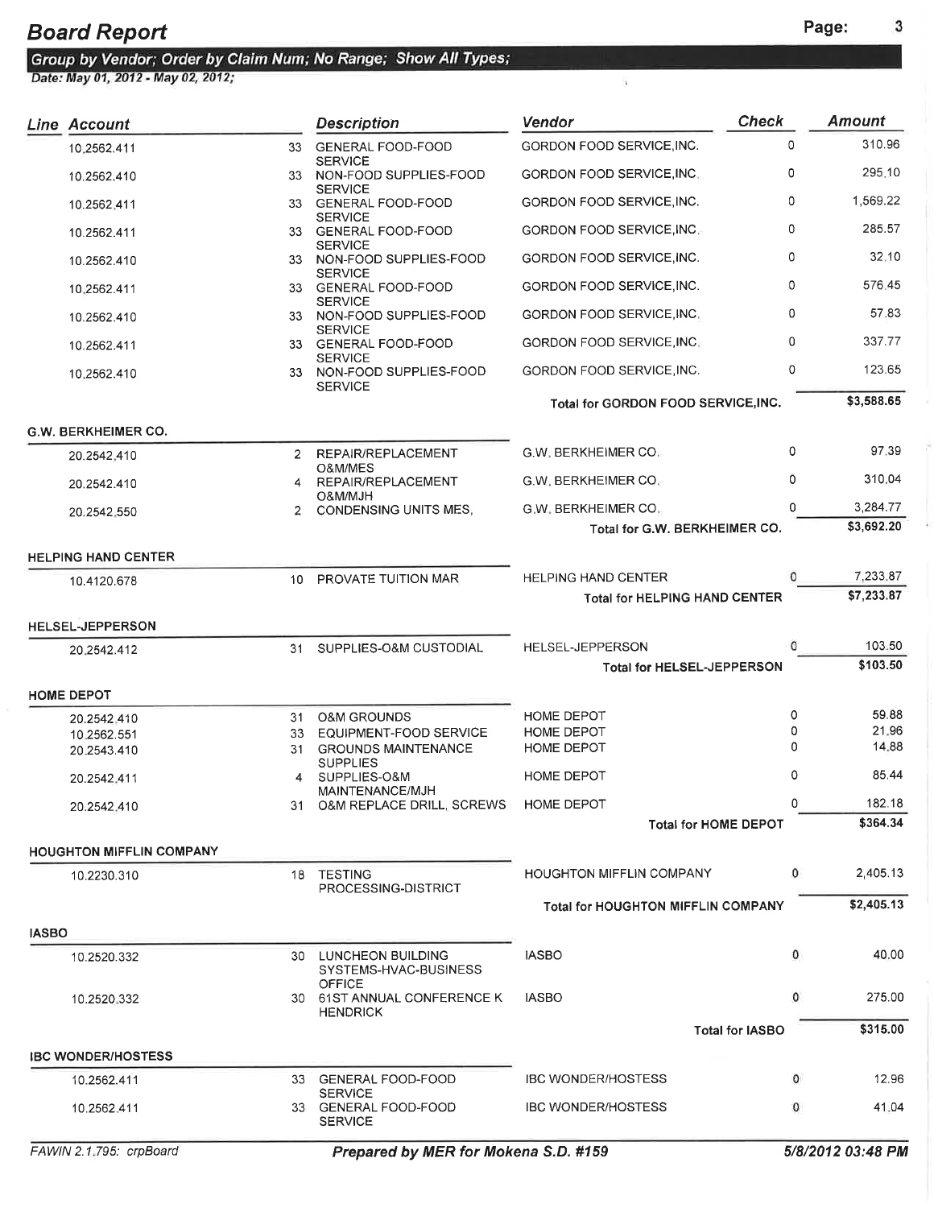# Board Report

**Group by Vendor; Order by Claim Num; No Range; Show All Types;**

**Date: May 01, 2012 - May 02, 2012;**

| Line | Account | | Description | Vendor | Check | Amount |
|---|---|---|---|---|---|---|
| | 10.2562.411 | 33 | GENERAL FOOD-FOOD SERVICE | GORDON FOOD SERVICE,INC. | 0 | 310.96 |
| | 10.2562.410 | 33 | NON-FOOD SUPPLIES-FOOD SERVICE | GORDON FOOD SERVICE,INC. | 0 | 295.10 |
| | 10.2562.411 | 33 | GENERAL FOOD-FOOD SERVICE | GORDON FOOD SERVICE,INC. | 0 | 1,569.22 |
| | 10.2562.411 | 33 | GENERAL FOOD-FOOD SERVICE | GORDON FOOD SERVICE,INC. | 0 | 285.57 |
| | 10.2562.410 | 33 | NON-FOOD SUPPLIES-FOOD SERVICE | GORDON FOOD SERVICE,INC. | 0 | 32.10 |
| | 10.2562.411 | 33 | GENERAL FOOD-FOOD SERVICE | GORDON FOOD SERVICE,INC. | 0 | 576.45 |
| | 10.2562.410 | 33 | NON-FOOD SUPPLIES-FOOD SERVICE | GORDON FOOD SERVICE,INC. | 0 | 57.83 |
| | 10.2562.411 | 33 | GENERAL FOOD-FOOD SERVICE | GORDON FOOD SERVICE,INC. | 0 | 337.77 |
| | 10.2562.410 | 33 | NON-FOOD SUPPLIES-FOOD SERVICE | GORDON FOOD SERVICE,INC. | 0 | 123.65 |
| | | | | **Total for GORDON FOOD SERVICE,INC.** | | **$3,588.65** |
| **G.W. BERKHEIMER CO.** | | | | | | |
| | 20.2542.410 | 2 | REPAIR/REPLACEMENT O&M/MES | G.W. BERKHEIMER CO. | 0 | 97.39 |
| | 20.2542.410 | 4 | REPAIR/REPLACEMENT O&M/MJH | G.W. BERKHEIMER CO. | 0 | 310.04 |
| | 20.2542.550 | 2 | CONDENSING UNITS MES, | G.W. BERKHEIMER CO. | 0 | 3,284.77 |
| | | | | **Total for G.W. BERKHEIMER CO.** | | **$3,692.20** |
| **HELPING HAND CENTER** | | | | | | |
| | 10.4120.678 | 10 | PROVATE TUITION MAR | HELPING HAND CENTER | 0 | 7,233.87 |
| | | | | **Total for HELPING HAND CENTER** | | **$7,233.87** |
| **HELSEL-JEPPERSON** | | | | | | |
| | 20.2542.412 | 31 | SUPPLIES-O&M CUSTODIAL | HELSEL-JEPPERSON | 0 | 103.50 |
| | | | | **Total for HELSEL-JEPPERSON** | | **$103.50** |
| **HOME DEPOT** | | | | | | |
| | 20.2542.410 | 31 | O&M GROUNDS | HOME DEPOT | 0 | 59.88 |
| | 10.2562.551 | 33 | EQUIPMENT-FOOD SERVICE | HOME DEPOT | 0 | 21.96 |
| | 20.2543.410 | 31 | GROUNDS MAINTENANCE SUPPLIES | HOME DEPOT | 0 | 14.88 |
| | 20.2542.411 | 4 | SUPPLIES-O&M MAINTENANCE/MJH | HOME DEPOT | 0 | 85.44 |
| | 20.2542.410 | 31 | O&M REPLACE DRILL, SCREWS | HOME DEPOT | 0 | 182.18 |
| | | | | **Total for HOME DEPOT** | | **$364.34** |
| **HOUGHTON MIFFLIN COMPANY** | | | | | | |
| | 10.2230.310 | 18 | TESTING PROCESSING-DISTRICT | HOUGHTON MIFFLIN COMPANY | 0 | 2,405.13 |
| | | | | **Total for HOUGHTON MIFFLIN COMPANY** | | **$2,405.13** |
| **IASBO** | | | | | | |
| | 10.2520.332 | 30 | LUNCHEON BUILDING SYSTEMS-HVAC-BUSINESS OFFICE | IASBO | 0 | 40.00 |
| | 10.2520.332 | 30 | 61ST ANNUAL CONFERENCE K HENDRICK | IASBO | 0 | 275.00 |
| | | | | **Total for IASBO** | | **$315.00** |
| **IBC WONDER/HOSTESS** | | | | | | |
| | 10.2562.411 | 33 | GENERAL FOOD-FOOD SERVICE | IBC WONDER/HOSTESS | 0 | 12.96 |
| | 10.2562.411 | 33 | GENERAL FOOD-FOOD SERVICE | IBC WONDER/HOSTESS | 0 | 41.04 |

FAWIN 2.1.795: crpBoard — **Prepared by MER for Mokena S.D. #159** — **5/8/2012 03:48 PM**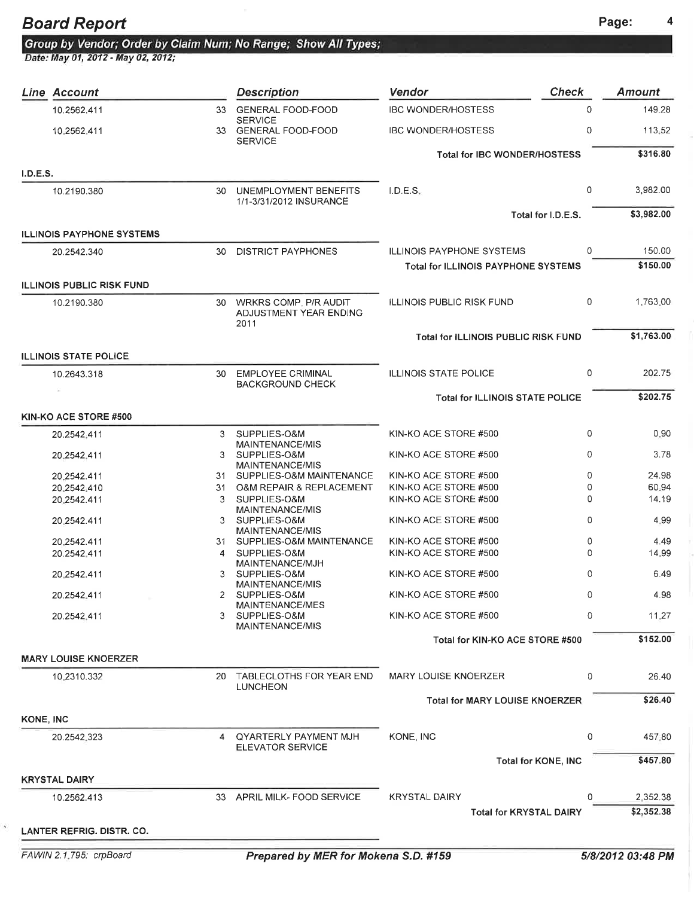# Board Report

**Group by Vendor; Order by Claim Num; No Range; Show All Types;**

*Date: May 01, 2012 - May 02, 2012;*

| Line | Account | | Description | Vendor | Check | Amount |
|---|---|---|---|---|---|---|
| | 10.2562.411 | 33 | GENERAL FOOD-FOOD SERVICE | IBC WONDER/HOSTESS | 0 | 149.28 |
| | 10.2562.411 | 33 | GENERAL FOOD-FOOD SERVICE | IBC WONDER/HOSTESS | 0 | 113.52 |
| | | | | **Total for IBC WONDER/HOSTESS** | | **$316.80** |
| **I.D.E.S.** | | | | | | |
| | 10.2190.380 | 30 | UNEMPLOYMENT BENEFITS 1/1-3/31/2012 INSURANCE | I.D.E.S. | 0 | 3,982.00 |
| | | | | **Total for I.D.E.S.** | | **$3,982.00** |
| **ILLINOIS PAYPHONE SYSTEMS** | | | | | | |
| | 20.2542.340 | 30 | DISTRICT PAYPHONES | ILLINOIS PAYPHONE SYSTEMS | 0 | 150.00 |
| | | | | **Total for ILLINOIS PAYPHONE SYSTEMS** | | **$150.00** |
| **ILLINOIS PUBLIC RISK FUND** | | | | | | |
| | 10.2190.380 | 30 | WRKRS COMP, P/R AUDIT ADJUSTMENT YEAR ENDING 2011 | ILLINOIS PUBLIC RISK FUND | 0 | 1,763.00 |
| | | | | **Total for ILLINOIS PUBLIC RISK FUND** | | **$1,763.00** |
| **ILLINOIS STATE POLICE** | | | | | | |
| | 10.2643.318 | 30 | EMPLOYEE CRIMINAL BACKGROUND CHECK | ILLINOIS STATE POLICE | 0 | 202.75 |
| | | | | **Total for ILLINOIS STATE POLICE** | | **$202.75** |
| **KIN-KO ACE STORE #500** | | | | | | |
| | 20.2542.411 | 3 | SUPPLIES-O&M MAINTENANCE/MIS | KIN-KO ACE STORE #500 | 0 | 0.90 |
| | 20.2542.411 | 3 | SUPPLIES-O&M MAINTENANCE/MIS | KIN-KO ACE STORE #500 | 0 | 3.78 |
| | 20.2542.411 | 31 | SUPPLIES-O&M MAINTENANCE | KIN-KO ACE STORE #500 | 0 | 24.98 |
| | 20.2542.410 | 31 | O&M REPAIR & REPLACEMENT | KIN-KO ACE STORE #500 | 0 | 60.94 |
| | 20.2542.411 | 3 | SUPPLIES-O&M MAINTENANCE/MIS | KIN-KO ACE STORE #500 | 0 | 14.19 |
| | 20.2542.411 | 3 | SUPPLIES-O&M MAINTENANCE/MIS | KIN-KO ACE STORE #500 | 0 | 4.99 |
| | 20.2542.411 | 31 | SUPPLIES-O&M MAINTENANCE | KIN-KO ACE STORE #500 | 0 | 4.49 |
| | 20.2542.411 | 4 | SUPPLIES-O&M MAINTENANCE/MJH | KIN-KO ACE STORE #500 | 0 | 14.99 |
| | 20.2542.411 | 3 | SUPPLIES-O&M MAINTENANCE/MIS | KIN-KO ACE STORE #500 | 0 | 6.49 |
| | 20.2542.411 | 2 | SUPPLIES-O&M MAINTENANCE/MES | KIN-KO ACE STORE #500 | 0 | 4.98 |
| | 20.2542.411 | 3 | SUPPLIES-O&M MAINTENANCE/MIS | KIN-KO ACE STORE #500 | 0 | 11.27 |
| | | | | **Total for KIN-KO ACE STORE #500** | | **$152.00** |
| **MARY LOUISE KNOERZER** | | | | | | |
| | 10.2310.332 | 20 | TABLECLOTHS FOR YEAR END LUNCHEON | MARY LOUISE KNOERZER | 0 | 26.40 |
| | | | | **Total for MARY LOUISE KNOERZER** | | **$26.40** |
| **KONE, INC** | | | | | | |
| | 20.2542.323 | 4 | QYARTERLY PAYMENT MJH ELEVATOR SERVICE | KONE, INC | 0 | 457.80 |
| | | | | **Total for KONE, INC** | | **$457.80** |
| **KRYSTAL DAIRY** | | | | | | |
| | 10.2562.413 | 33 | APRIL MILK- FOOD SERVICE | KRYSTAL DAIRY | 0 | 2,352.38 |
| | | | | **Total for KRYSTAL DAIRY** | | **$2,352.38** |
| **LANTER REFRIG. DISTR. CO.** | | | | | | |

FAWIN 2.1.795: crpBoard — **Prepared by MER for Mokena S.D. #159** — **5/8/2012 03:48 PM**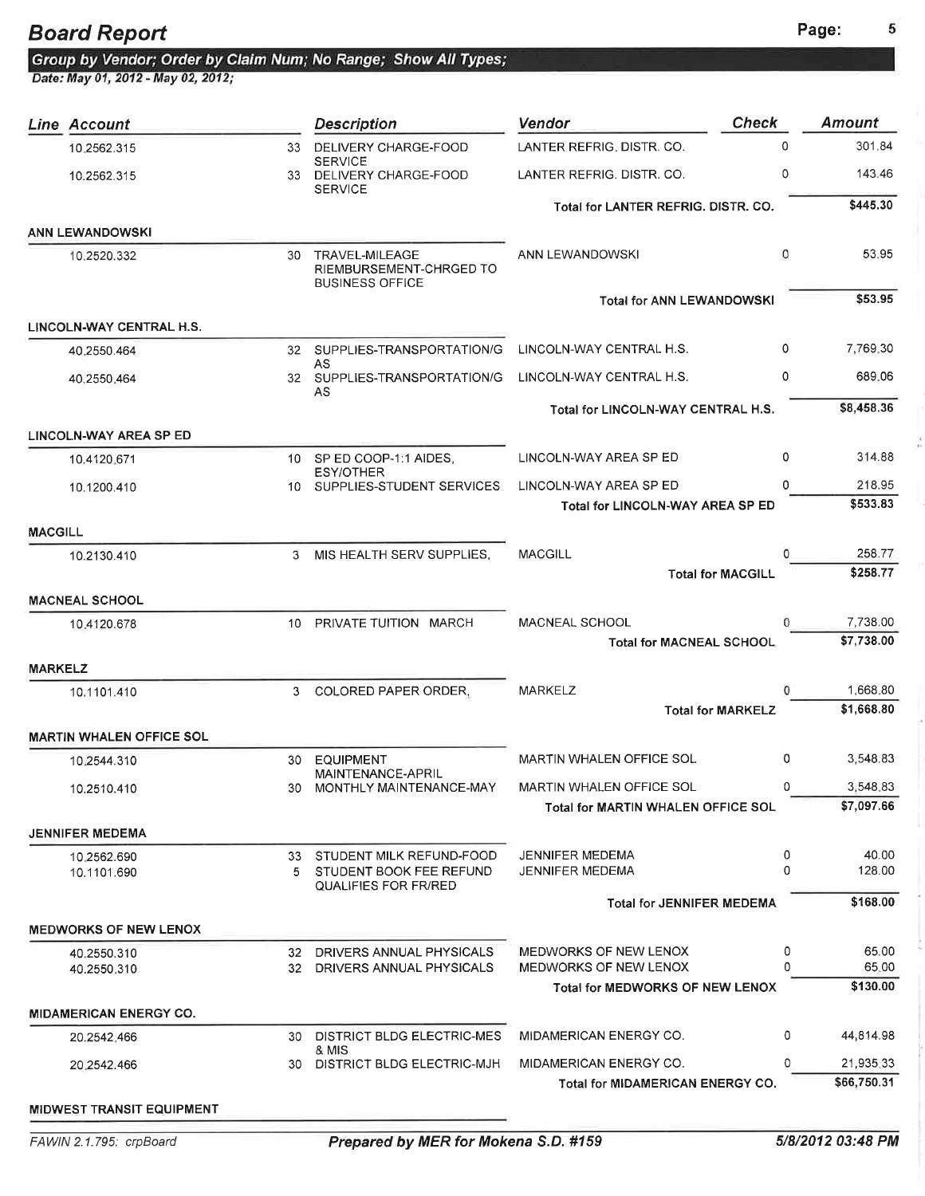## Board Report

**Group by Vendor; Order by Claim Num; No Range; Show All Types;**

*Date: May 01, 2012 - May 02, 2012;*

| Line | Account | | Description | Vendor | Check | Amount |
|---|---|---|---|---|---|---|
| | 10.2562.315 | 33 | DELIVERY CHARGE-FOOD SERVICE | LANTER REFRIG. DISTR. CO. | 0 | 301.84 |
| | 10.2562.315 | 33 | DELIVERY CHARGE-FOOD SERVICE | LANTER REFRIG. DISTR. CO. | 0 | 143.46 |
| | | | | **Total for LANTER REFRIG. DISTR. CO.** | | **$445.30** |
| **ANN LEWANDOWSKI** | | | | | | |
| | 10.2520.332 | 30 | TRAVEL-MILEAGE RIEMBURSEMENT-CHRGED TO BUSINESS OFFICE | ANN LEWANDOWSKI | 0 | 53.95 |
| | | | | **Total for ANN LEWANDOWSKI** | | **$53.95** |
| **LINCOLN-WAY CENTRAL H.S.** | | | | | | |
| | 40.2550.464 | 32 | SUPPLIES-TRANSPORTATION/GAS | LINCOLN-WAY CENTRAL H.S. | 0 | 7,769.30 |
| | 40.2550.464 | 32 | SUPPLIES-TRANSPORTATION/GAS | LINCOLN-WAY CENTRAL H.S. | 0 | 689.06 |
| | | | | **Total for LINCOLN-WAY CENTRAL H.S.** | | **$8,458.36** |
| **LINCOLN-WAY AREA SP ED** | | | | | | |
| | 10.4120.671 | 10 | SP ED COOP-1:1 AIDES, ESY/OTHER | LINCOLN-WAY AREA SP ED | 0 | 314.88 |
| | 10.1200.410 | 10 | SUPPLIES-STUDENT SERVICES | LINCOLN-WAY AREA SP ED | 0 | 218.95 |
| | | | | **Total for LINCOLN-WAY AREA SP ED** | | **$533.83** |
| **MACGILL** | | | | | | |
| | 10.2130.410 | 3 | MIS HEALTH SERV SUPPLIES, | MACGILL | 0 | 258.77 |
| | | | | **Total for MACGILL** | | **$258.77** |
| **MACNEAL SCHOOL** | | | | | | |
| | 10.4120.678 | 10 | PRIVATE TUITION MARCH | MACNEAL SCHOOL | 0 | 7,738.00 |
| | | | | **Total for MACNEAL SCHOOL** | | **$7,738.00** |
| **MARKELZ** | | | | | | |
| | 10.1101.410 | 3 | COLORED PAPER ORDER, | MARKELZ | 0 | 1,668.80 |
| | | | | **Total for MARKELZ** | | **$1,668.80** |
| **MARTIN WHALEN OFFICE SOL** | | | | | | |
| | 10.2544.310 | 30 | EQUIPMENT MAINTENANCE-APRIL | MARTIN WHALEN OFFICE SOL | 0 | 3,548.83 |
| | 10.2510.410 | 30 | MONTHLY MAINTENANCE-MAY | MARTIN WHALEN OFFICE SOL | 0 | 3,548.83 |
| | | | | **Total for MARTIN WHALEN OFFICE SOL** | | **$7,097.66** |
| **JENNIFER MEDEMA** | | | | | | |
| | 10.2562.690 | 33 | STUDENT MILK REFUND-FOOD | JENNIFER MEDEMA | 0 | 40.00 |
| | 10.1101.690 | 5 | STUDENT BOOK FEE REFUND QUALIFIES FOR FR/RED | JENNIFER MEDEMA | 0 | 128.00 |
| | | | | **Total for JENNIFER MEDEMA** | | **$168.00** |
| **MEDWORKS OF NEW LENOX** | | | | | | |
| | 40.2550.310 | 32 | DRIVERS ANNUAL PHYSICALS | MEDWORKS OF NEW LENOX | 0 | 65.00 |
| | 40.2550.310 | 32 | DRIVERS ANNUAL PHYSICALS | MEDWORKS OF NEW LENOX | 0 | 65.00 |
| | | | | **Total for MEDWORKS OF NEW LENOX** | | **$130.00** |
| **MIDAMERICAN ENERGY CO.** | | | | | | |
| | 20.2542.466 | 30 | DISTRICT BLDG ELECTRIC-MES & MIS | MIDAMERICAN ENERGY CO. | 0 | 44,814.98 |
| | 20.2542.466 | 30 | DISTRICT BLDG ELECTRIC-MJH | MIDAMERICAN ENERGY CO. | 0 | 21,935.33 |
| | | | | **Total for MIDAMERICAN ENERGY CO.** | | **$66,750.31** |
| **MIDWEST TRANSIT EQUIPMENT** | | | | | | |

FAWIN 2.1.795: crpBoard — **Prepared by MER for Mokena S.D. #159** — 5/8/2012 03:48 PM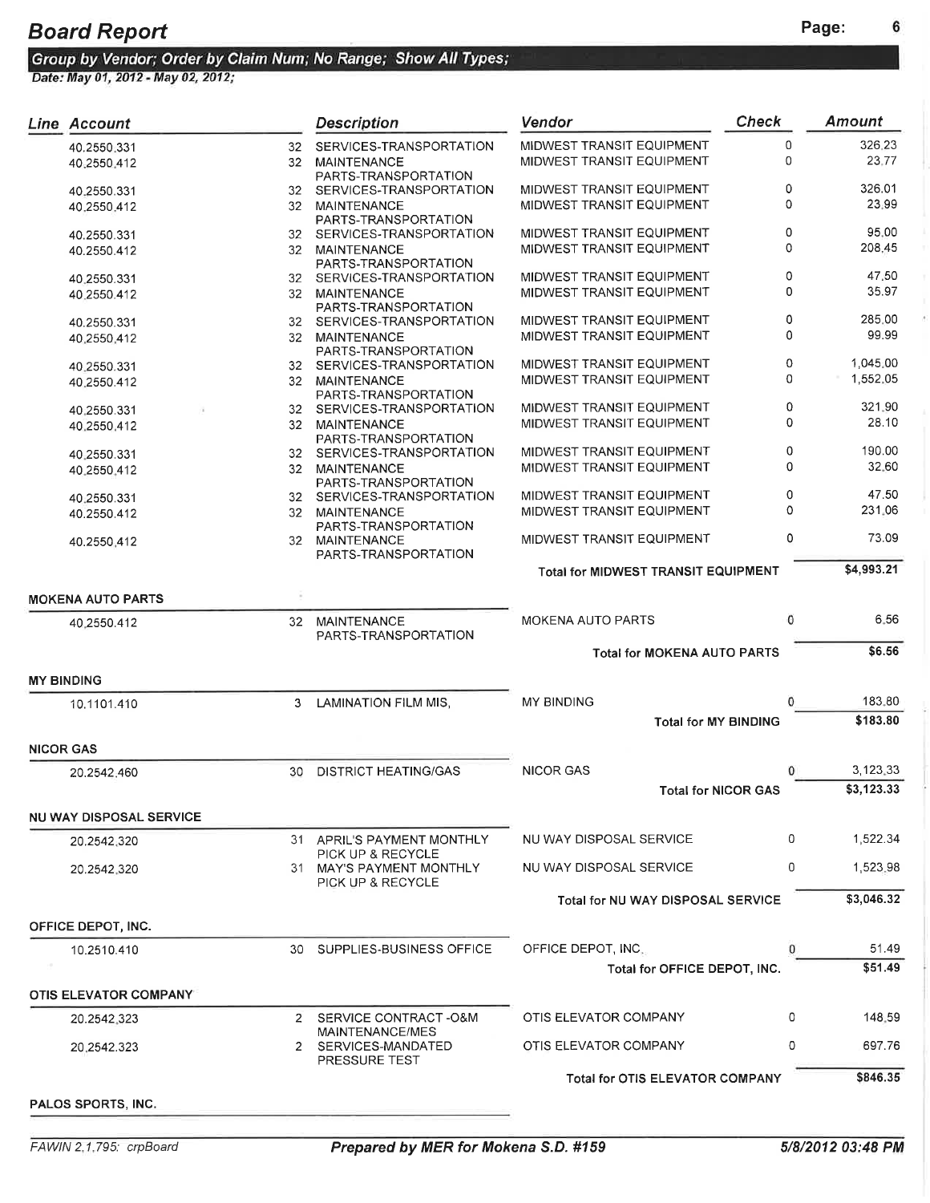# Board Report

**Group by Vendor; Order by Claim Num; No Range; Show All Types;**

*Date: May 01, 2012 - May 02, 2012;*

| Line | Account | | Description | Vendor | Check | Amount |
|---|---|---|---|---|---|---|
| | 40.2550.331 | 32 | SERVICES-TRANSPORTATION | MIDWEST TRANSIT EQUIPMENT | 0 | 326.23 |
| | 40.2550.412 | 32 | MAINTENANCE PARTS-TRANSPORTATION | MIDWEST TRANSIT EQUIPMENT | 0 | 23.77 |
| | 40.2550.331 | 32 | SERVICES-TRANSPORTATION | MIDWEST TRANSIT EQUIPMENT | 0 | 326.01 |
| | 40.2550.412 | 32 | MAINTENANCE PARTS-TRANSPORTATION | MIDWEST TRANSIT EQUIPMENT | 0 | 23.99 |
| | 40.2550.331 | 32 | SERVICES-TRANSPORTATION | MIDWEST TRANSIT EQUIPMENT | 0 | 95.00 |
| | 40.2550.412 | 32 | MAINTENANCE PARTS-TRANSPORTATION | MIDWEST TRANSIT EQUIPMENT | 0 | 208.45 |
| | 40.2550.331 | 32 | SERVICES-TRANSPORTATION | MIDWEST TRANSIT EQUIPMENT | 0 | 47.50 |
| | 40.2550.412 | 32 | MAINTENANCE PARTS-TRANSPORTATION | MIDWEST TRANSIT EQUIPMENT | 0 | 35.97 |
| | 40.2550.331 | 32 | SERVICES-TRANSPORTATION | MIDWEST TRANSIT EQUIPMENT | 0 | 285.00 |
| | 40.2550.412 | 32 | MAINTENANCE PARTS-TRANSPORTATION | MIDWEST TRANSIT EQUIPMENT | 0 | 99.99 |
| | 40.2550.331 | 32 | SERVICES-TRANSPORTATION | MIDWEST TRANSIT EQUIPMENT | 0 | 1,045.00 |
| | 40.2550.412 | 32 | MAINTENANCE PARTS-TRANSPORTATION | MIDWEST TRANSIT EQUIPMENT | 0 | 1,552.05 |
| | 40.2550.331 | 32 | SERVICES-TRANSPORTATION | MIDWEST TRANSIT EQUIPMENT | 0 | 321.90 |
| | 40.2550.412 | 32 | MAINTENANCE PARTS-TRANSPORTATION | MIDWEST TRANSIT EQUIPMENT | 0 | 28.10 |
| | 40.2550.331 | 32 | SERVICES-TRANSPORTATION | MIDWEST TRANSIT EQUIPMENT | 0 | 190.00 |
| | 40.2550.412 | 32 | MAINTENANCE PARTS-TRANSPORTATION | MIDWEST TRANSIT EQUIPMENT | 0 | 32.60 |
| | 40.2550.331 | 32 | SERVICES-TRANSPORTATION | MIDWEST TRANSIT EQUIPMENT | 0 | 47.50 |
| | 40.2550.412 | 32 | MAINTENANCE PARTS-TRANSPORTATION | MIDWEST TRANSIT EQUIPMENT | 0 | 231.06 |
| | 40.2550.412 | 32 | MAINTENANCE PARTS-TRANSPORTATION | MIDWEST TRANSIT EQUIPMENT | 0 | 73.09 |
| | | | | **Total for MIDWEST TRANSIT EQUIPMENT** | | **$4,993.21** |
| **MOKENA AUTO PARTS** | | | | | | |
| | 40.2550.412 | 32 | MAINTENANCE PARTS-TRANSPORTATION | MOKENA AUTO PARTS | 0 | 6.56 |
| | | | | **Total for MOKENA AUTO PARTS** | | **$6.56** |
| **MY BINDING** | | | | | | |
| | 10.1101.410 | 3 | LAMINATION FILM MIS, | MY BINDING | 0 | 183.80 |
| | | | | **Total for MY BINDING** | | **$183.80** |
| **NICOR GAS** | | | | | | |
| | 20.2542.460 | 30 | DISTRICT HEATING/GAS | NICOR GAS | 0 | 3,123.33 |
| | | | | **Total for NICOR GAS** | | **$3,123.33** |
| **NU WAY DISPOSAL SERVICE** | | | | | | |
| | 20.2542.320 | 31 | APRIL'S PAYMENT MONTHLY PICK UP & RECYCLE | NU WAY DISPOSAL SERVICE | 0 | 1,522.34 |
| | 20.2542.320 | 31 | MAY'S PAYMENT MONTHLY PICK UP & RECYCLE | NU WAY DISPOSAL SERVICE | 0 | 1,523.98 |
| | | | | **Total for NU WAY DISPOSAL SERVICE** | | **$3,046.32** |
| **OFFICE DEPOT, INC.** | | | | | | |
| | 10.2510.410 | 30 | SUPPLIES-BUSINESS OFFICE | OFFICE DEPOT, INC. | 0 | 51.49 |
| | | | | **Total for OFFICE DEPOT, INC.** | | **$51.49** |
| **OTIS ELEVATOR COMPANY** | | | | | | |
| | 20.2542.323 | 2 | SERVICE CONTRACT -O&M MAINTENANCE/MES | OTIS ELEVATOR COMPANY | 0 | 148.59 |
| | 20.2542.323 | 2 | SERVICES-MANDATED PRESSURE TEST | OTIS ELEVATOR COMPANY | 0 | 697.76 |
| | | | | **Total for OTIS ELEVATOR COMPANY** | | **$846.35** |
| **PALOS SPORTS, INC.** | | | | | | |

FAWIN 2.1.795: crpBoard — *Prepared by MER for Mokena S.D. #159* — 5/8/2012 03:48 PM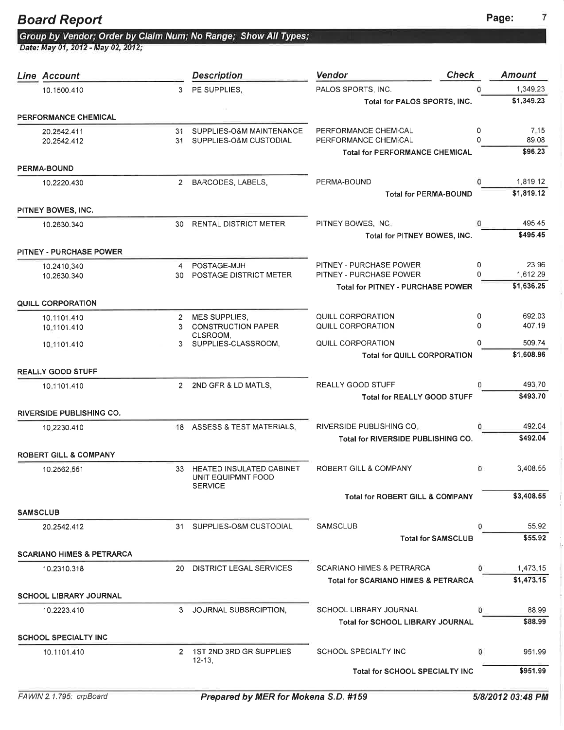# Board Report

**Group by Vendor; Order by Claim Num; No Range; Show All Types;**
*Date: May 01, 2012 - May 02, 2012;*

| Line | Account | | Description | Vendor | Check | Amount |
|---|---|---|---|---|---|---|
| | 10.1500.410 | 3 | PE SUPPLIES, | PALOS SPORTS, INC. | 0 | 1,349.23 |
| | | | | **Total for PALOS SPORTS, INC.** | | **$1,349.23** |
| **PERFORMANCE CHEMICAL** | | | | | | |
| | 20.2542.411 | 31 | SUPPLIES-O&M MAINTENANCE | PERFORMANCE CHEMICAL | 0 | 7.15 |
| | 20.2542.412 | 31 | SUPPLIES-O&M CUSTODIAL | PERFORMANCE CHEMICAL | 0 | 89.08 |
| | | | | **Total for PERFORMANCE CHEMICAL** | | **$96.23** |
| **PERMA-BOUND** | | | | | | |
| | 10.2220.430 | 2 | BARCODES, LABELS, | PERMA-BOUND | 0 | 1,819.12 |
| | | | | **Total for PERMA-BOUND** | | **$1,819.12** |
| **PITNEY BOWES, INC.** | | | | | | |
| | 10.2630.340 | 30 | RENTAL DISTRICT METER | PITNEY BOWES, INC. | 0 | 495.45 |
| | | | | **Total for PITNEY BOWES, INC.** | | **$495.45** |
| **PITNEY - PURCHASE POWER** | | | | | | |
| | 10.2410.340 | 4 | POSTAGE-MJH | PITNEY - PURCHASE POWER | 0 | 23.96 |
| | 10.2630.340 | 30 | POSTAGE DISTRICT METER | PITNEY - PURCHASE POWER | 0 | 1,612.29 |
| | | | | **Total for PITNEY - PURCHASE POWER** | | **$1,636.25** |
| **QUILL CORPORATION** | | | | | | |
| | 10.1101.410 | 2 | MES SUPPLIES, | QUILL CORPORATION | 0 | 692.03 |
| | 10.1101.410 | 3 | CONSTRUCTION PAPER CLSROOM, | QUILL CORPORATION | 0 | 407.19 |
| | 10.1101.410 | 3 | SUPPLIES-CLASSROOM, | QUILL CORPORATION | 0 | 509.74 |
| | | | | **Total for QUILL CORPORATION** | | **$1,608.96** |
| **REALLY GOOD STUFF** | | | | | | |
| | 10.1101.410 | 2 | 2ND GFR & LD MATLS, | REALLY GOOD STUFF | 0 | 493.70 |
| | | | | **Total for REALLY GOOD STUFF** | | **$493.70** |
| **RIVERSIDE PUBLISHING CO.** | | | | | | |
| | 10.2230.410 | 18 | ASSESS & TEST MATERIALS, | RIVERSIDE PUBLISHING CO. | 0 | 492.04 |
| | | | | **Total for RIVERSIDE PUBLISHING CO.** | | **$492.04** |
| **ROBERT GILL & COMPANY** | | | | | | |
| | 10.2562.551 | 33 | HEATED INSULATED CABINET UNIT EQUIPMNT FOOD SERVICE | ROBERT GILL & COMPANY | 0 | 3,408.55 |
| | | | | **Total for ROBERT GILL & COMPANY** | | **$3,408.55** |
| **SAMSCLUB** | | | | | | |
| | 20.2542.412 | 31 | SUPPLIES-O&M CUSTODIAL | SAMSCLUB | 0 | 55.92 |
| | | | | **Total for SAMSCLUB** | | **$55.92** |
| **SCARIANO HIMES & PETRARCA** | | | | | | |
| | 10.2310.318 | 20 | DISTRICT LEGAL SERVICES | SCARIANO HIMES & PETRARCA | 0 | 1,473.15 |
| | | | | **Total for SCARIANO HIMES & PETRARCA** | | **$1,473.15** |
| **SCHOOL LIBRARY JOURNAL** | | | | | | |
| | 10.2223.410 | 3 | JOURNAL SUBSRCIPTION, | SCHOOL LIBRARY JOURNAL | 0 | 88.99 |
| | | | | **Total for SCHOOL LIBRARY JOURNAL** | | **$88.99** |
| **SCHOOL SPECIALTY INC** | | | | | | |
| | 10.1101.410 | 2 | 1ST 2ND 3RD GR SUPPLIES 12-13, | SCHOOL SPECIALTY INC | 0 | 951.99 |
| | | | | **Total for SCHOOL SPECIALTY INC** | | **$951.99** |

FAWIN 2.1.795: crpBoard — **Prepared by MER for Mokena S.D. #159** — **5/8/2012 03:48 PM**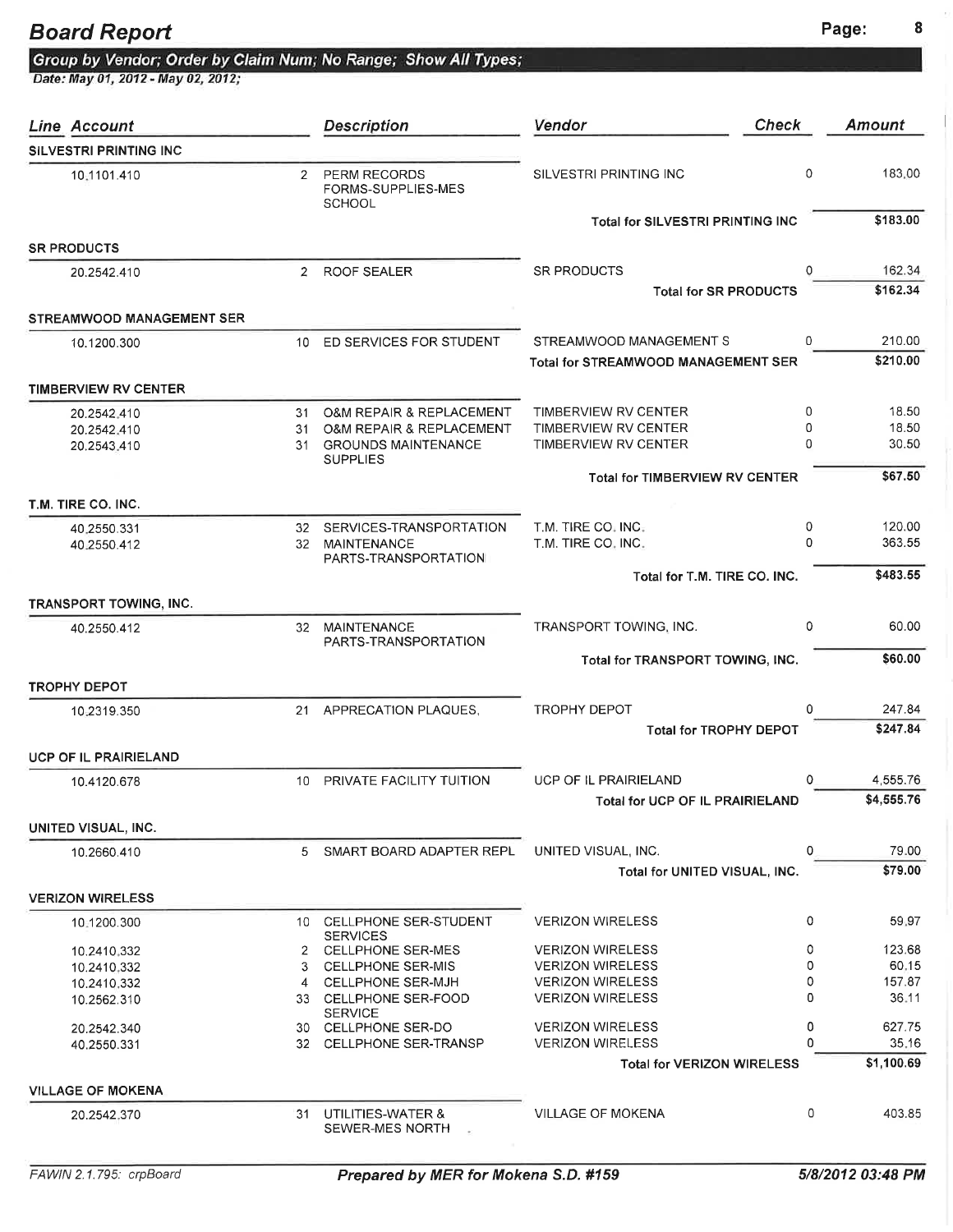# Board Report

**Group by Vendor; Order by Claim Num; No Range; Show All Types;**

*Date: May 01, 2012 - May 02, 2012;*

| Line Account | | Description | Vendor | Check | Amount |
|---|---|---|---|---|---|
| **SILVESTRI PRINTING INC** | | | | | |
| 10.1101.410 | 2 | PERM RECORDS FORMS-SUPPLIES-MES SCHOOL | SILVESTRI PRINTING INC | 0 | 183.00 |
| | | | **Total for SILVESTRI PRINTING INC** | | **$183.00** |
| **SR PRODUCTS** | | | | | |
| 20.2542.410 | 2 | ROOF SEALER | SR PRODUCTS | 0 | 162.34 |
| | | | **Total for SR PRODUCTS** | | **$162.34** |
| **STREAMWOOD MANAGEMENT SER** | | | | | |
| 10.1200.300 | 10 | ED SERVICES FOR STUDENT | STREAMWOOD MANAGEMENT S | 0 | 210.00 |
| | | | **Total for STREAMWOOD MANAGEMENT SER** | | **$210.00** |
| **TIMBERVIEW RV CENTER** | | | | | |
| 20.2542.410 | 31 | O&M REPAIR & REPLACEMENT | TIMBERVIEW RV CENTER | 0 | 18.50 |
| 20.2542.410 | 31 | O&M REPAIR & REPLACEMENT | TIMBERVIEW RV CENTER | 0 | 18.50 |
| 20.2543.410 | 31 | GROUNDS MAINTENANCE SUPPLIES | TIMBERVIEW RV CENTER | 0 | 30.50 |
| | | | **Total for TIMBERVIEW RV CENTER** | | **$67.50** |
| **T.M. TIRE CO. INC.** | | | | | |
| 40.2550.331 | 32 | SERVICES-TRANSPORTATION | T.M. TIRE CO. INC. | 0 | 120.00 |
| 40.2550.412 | 32 | MAINTENANCE PARTS-TRANSPORTATION | T.M. TIRE CO. INC. | 0 | 363.55 |
| | | | **Total for T.M. TIRE CO. INC.** | | **$483.55** |
| **TRANSPORT TOWING, INC.** | | | | | |
| 40.2550.412 | 32 | MAINTENANCE PARTS-TRANSPORTATION | TRANSPORT TOWING, INC. | 0 | 60.00 |
| | | | **Total for TRANSPORT TOWING, INC.** | | **$60.00** |
| **TROPHY DEPOT** | | | | | |
| 10.2319.350 | 21 | APPRECATION PLAQUES, | TROPHY DEPOT | 0 | 247.84 |
| | | | **Total for TROPHY DEPOT** | | **$247.84** |
| **UCP OF IL PRAIRIELAND** | | | | | |
| 10.4120.678 | 10 | PRIVATE FACILITY TUITION | UCP OF IL PRAIRIELAND | 0 | 4,555.76 |
| | | | **Total for UCP OF IL PRAIRIELAND** | | **$4,555.76** |
| **UNITED VISUAL, INC.** | | | | | |
| 10.2660.410 | 5 | SMART BOARD ADAPTER REPL | UNITED VISUAL, INC. | 0 | 79.00 |
| | | | **Total for UNITED VISUAL, INC.** | | **$79.00** |
| **VERIZON WIRELESS** | | | | | |
| 10.1200.300 | 10 | CELLPHONE SER-STUDENT SERVICES | VERIZON WIRELESS | 0 | 59.97 |
| 10.2410.332 | 2 | CELLPHONE SER-MES | VERIZON WIRELESS | 0 | 123.68 |
| 10.2410.332 | 3 | CELLPHONE SER-MIS | VERIZON WIRELESS | 0 | 60.15 |
| 10.2410.332 | 4 | CELLPHONE SER-MJH | VERIZON WIRELESS | 0 | 157.87 |
| 10.2562.310 | 33 | CELLPHONE SER-FOOD SERVICE | VERIZON WIRELESS | 0 | 36.11 |
| 20.2542.340 | 30 | CELLPHONE SER-DO | VERIZON WIRELESS | 0 | 627.75 |
| 40.2550.331 | 32 | CELLPHONE SER-TRANSP | VERIZON WIRELESS | 0 | 35.16 |
| | | | **Total for VERIZON WIRELESS** | | **$1,100.69** |
| **VILLAGE OF MOKENA** | | | | | |
| 20.2542.370 | 31 | UTILITIES-WATER & SEWER-MES NORTH | VILLAGE OF MOKENA | 0 | 403.85 |

FAWIN 2.1.795: crpBoard | **Prepared by MER for Mokena S.D. #159** | **5/8/2012 03:48 PM**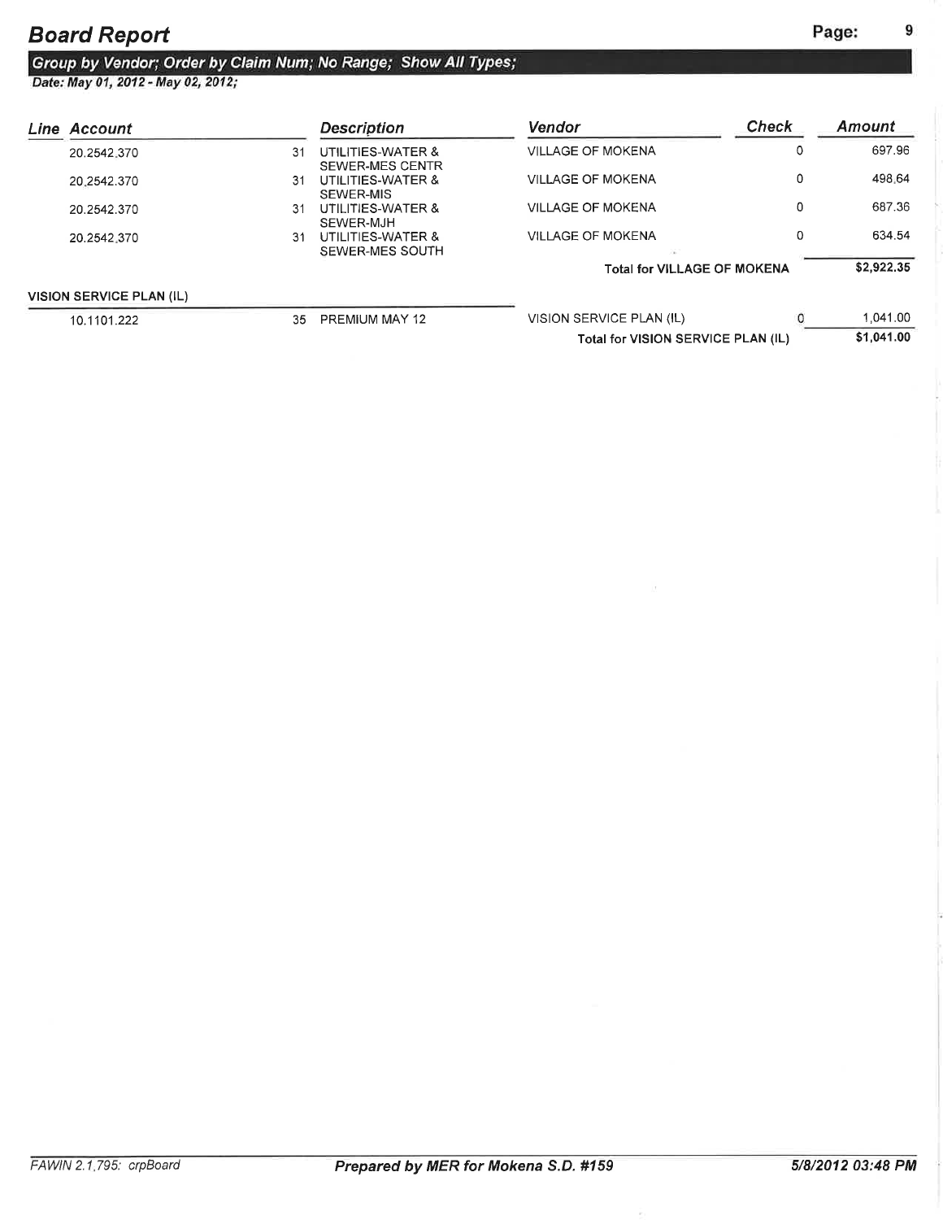## Board Report

*Group by Vendor; Order by Claim Num; No Range; Show All Types;*
*Date: May 01, 2012 - May 02, 2012;*

| Line | Account | | Description | Vendor | Check | Amount |
|---|---|---|---|---|---|---|
| | 20.2542.370 | 31 | UTILITIES-WATER & SEWER-MES CENTR | VILLAGE OF MOKENA | 0 | 697.96 |
| | 20.2542.370 | 31 | UTILITIES-WATER & SEWER-MIS | VILLAGE OF MOKENA | 0 | 498.64 |
| | 20.2542.370 | 31 | UTILITIES-WATER & SEWER-MJH | VILLAGE OF MOKENA | 0 | 687.36 |
| | 20.2542.370 | 31 | UTILITIES-WATER & SEWER-MES SOUTH | VILLAGE OF MOKENA | 0 | 634.54 |
| | | | | **Total for VILLAGE OF MOKENA** | | **$2,922.35** |
| **VISION SERVICE PLAN (IL)** | | | | | | |
| | 10.1101.222 | 35 | PREMIUM MAY 12 | VISION SERVICE PLAN (IL) | 0 | 1,041.00 |
| | | | | **Total for VISION SERVICE PLAN (IL)** | | **$1,041.00** |

FAWIN 2.1.795: crpBoard | **Prepared by MER for Mokena S.D. #159** | **5/8/2012 03:48 PM**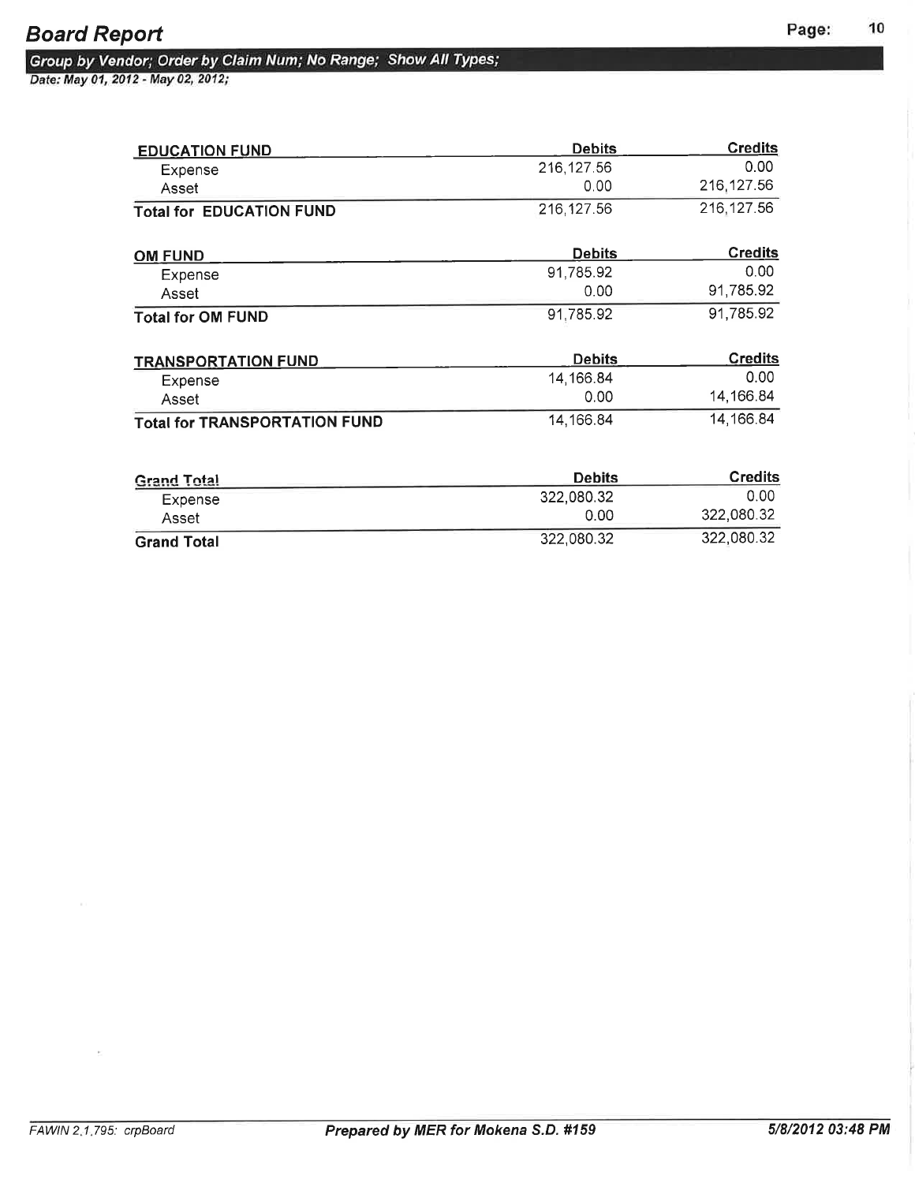# Board Report

*Group by Vendor; Order by Claim Num; No Range; Show All Types;*
*Date: May 01, 2012 - May 02, 2012;*

| EDUCATION FUND | Debits | Credits |
|---|---|---|
| Expense | 216,127.56 | 0.00 |
| Asset | 0.00 | 216,127.56 |
| **Total for EDUCATION FUND** | 216,127.56 | 216,127.56 |

| OM FUND | Debits | Credits |
|---|---|---|
| Expense | 91,785.92 | 0.00 |
| Asset | 0.00 | 91,785.92 |
| **Total for OM FUND** | 91,785.92 | 91,785.92 |

| TRANSPORTATION FUND | Debits | Credits |
|---|---|---|
| Expense | 14,166.84 | 0.00 |
| Asset | 0.00 | 14,166.84 |
| **Total for TRANSPORTATION FUND** | 14,166.84 | 14,166.84 |

| Grand Total | Debits | Credits |
|---|---|---|
| Expense | 322,080.32 | 0.00 |
| Asset | 0.00 | 322,080.32 |
| **Grand Total** | 322,080.32 | 322,080.32 |

FAWIN 2.1.795: crpBoard — *Prepared by MER for Mokena S.D. #159* — *5/8/2012 03:48 PM*